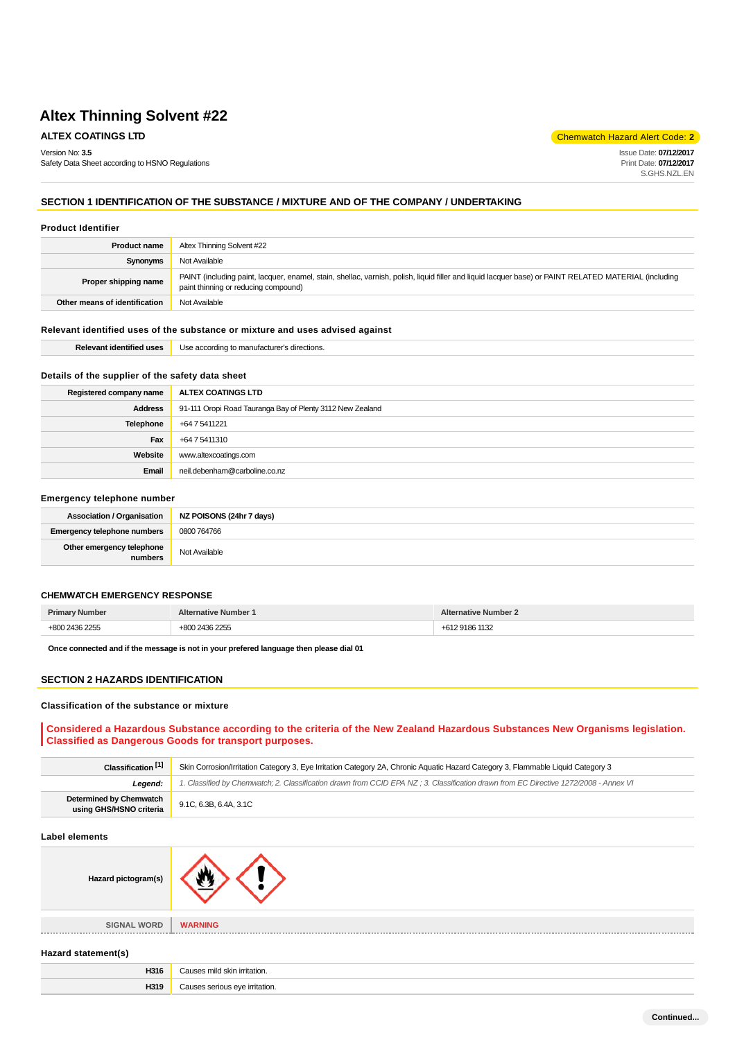# Altex Thinning Solvent #22

**ALTEX COATINGS LTD**

Chemwatch Hazard Alert Code: **2**

Version No: **3.5**
Safety Data Sheet according to HSNO Regulations

Issue Date: **07/12/2017**
Print Date: **07/12/2017**
S.GHS.NZL.EN

## SECTION 1 IDENTIFICATION OF THE SUBSTANCE / MIXTURE AND OF THE COMPANY / UNDERTAKING

### Product Identifier

| | |
|---|---|
| **Product name** | Altex Thinning Solvent #22 |
| **Synonyms** | Not Available |
| **Proper shipping name** | PAINT (including paint, lacquer, enamel, stain, shellac, varnish, polish, liquid filler and liquid lacquer base) or PAINT RELATED MATERIAL (including paint thinning or reducing compound) |
| **Other means of identification** | Not Available |

### Relevant identified uses of the substance or mixture and uses advised against

| | |
|---|---|
| **Relevant identified uses** | Use according to manufacturer's directions. |

### Details of the supplier of the safety data sheet

| | |
|---|---|
| **Registered company name** | **ALTEX COATINGS LTD** |
| **Address** | 91-111 Oropi Road Tauranga Bay of Plenty 3112 New Zealand |
| **Telephone** | +64 7 5411221 |
| **Fax** | +64 7 5411310 |
| **Website** | www.altexcoatings.com |
| **Email** | neil.debenham@carboline.co.nz |

### Emergency telephone number

| | |
|---|---|
| **Association / Organisation** | **NZ POISONS (24hr 7 days)** |
| **Emergency telephone numbers** | 0800 764766 |
| **Other emergency telephone numbers** | Not Available |

### CHEMWATCH EMERGENCY RESPONSE

| Primary Number | Alternative Number 1 | Alternative Number 2 |
|---|---|---|
| +800 2436 2255 | +800 2436 2255 | +612 9186 1132 |

**Once connected and if the message is not in your prefered language then please dial 01**

## SECTION 2 HAZARDS IDENTIFICATION

### Classification of the substance or mixture

**Considered a Hazardous Substance according to the criteria of the New Zealand Hazardous Substances New Organisms legislation. Classified as Dangerous Goods for transport purposes.**

| | |
|---|---|
| **Classification [1]** | Skin Corrosion/Irritation Category 3, Eye Irritation Category 2A, Chronic Aquatic Hazard Category 3, Flammable Liquid Category 3 |
| ***Legend:*** | *1. Classified by Chemwatch; 2. Classification drawn from CCID EPA NZ ; 3. Classification drawn from EC Directive 1272/2008 - Annex VI* |
| **Determined by Chemwatch using GHS/HSNO criteria** | 9.1C, 6.3B, 6.4A, 3.1C |

### Label elements

| | |
|---|---|
| **Hazard pictogram(s)** | |
| SIGNAL WORD | **WARNING** |

### Hazard statement(s)

| | |
|---|---|
| **H316** | Causes mild skin irritation. |
| **H319** | Causes serious eye irritation. |

**Continued...**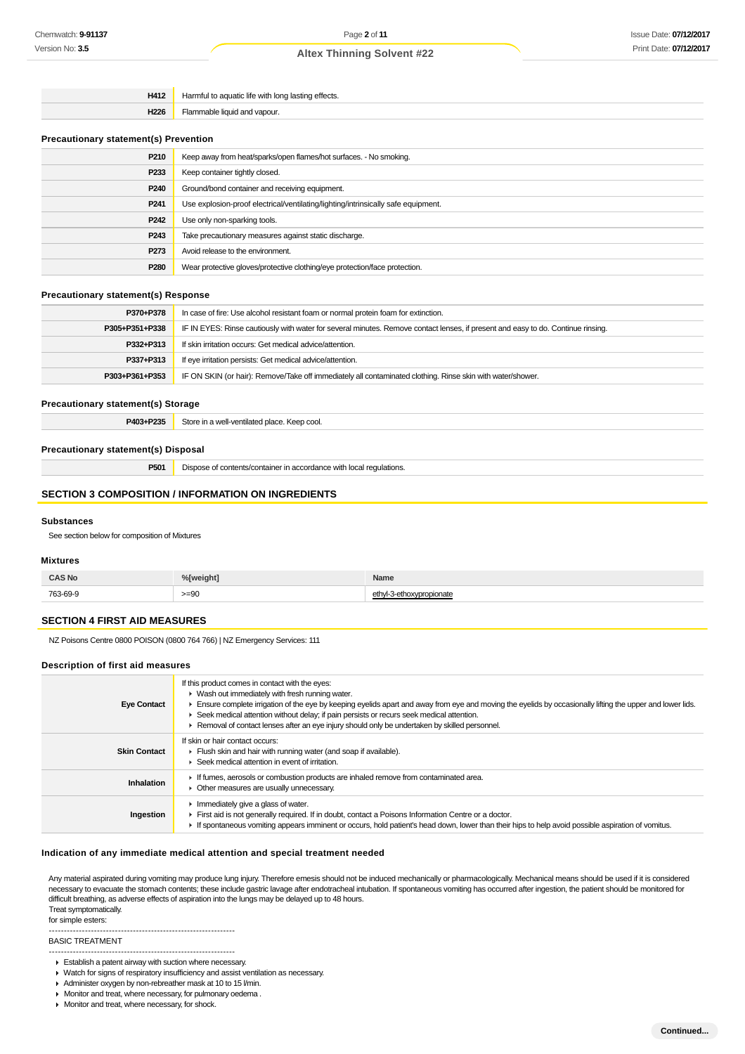| | |
|---|---|
| **H412** | Harmful to aquatic life with long lasting effects. |
| **H226** | Flammable liquid and vapour. |

### Precautionary statement(s) Prevention

| | |
|---|---|
| **P210** | Keep away from heat/sparks/open flames/hot surfaces. - No smoking. |
| **P233** | Keep container tightly closed. |
| **P240** | Ground/bond container and receiving equipment. |
| **P241** | Use explosion-proof electrical/ventilating/lighting/intrinsically safe equipment. |
| **P242** | Use only non-sparking tools. |
| **P243** | Take precautionary measures against static discharge. |
| **P273** | Avoid release to the environment. |
| **P280** | Wear protective gloves/protective clothing/eye protection/face protection. |

### Precautionary statement(s) Response

| | |
|---|---|
| **P370+P378** | In case of fire: Use alcohol resistant foam or normal protein foam for extinction. |
| **P305+P351+P338** | IF IN EYES: Rinse cautiously with water for several minutes. Remove contact lenses, if present and easy to do. Continue rinsing. |
| **P332+P313** | If skin irritation occurs: Get medical advice/attention. |
| **P337+P313** | If eye irritation persists: Get medical advice/attention. |
| **P303+P361+P353** | IF ON SKIN (or hair): Remove/Take off immediately all contaminated clothing. Rinse skin with water/shower. |

### Precautionary statement(s) Storage

| | |
|---|---|
| **P403+P235** | Store in a well-ventilated place. Keep cool. |

### Precautionary statement(s) Disposal

| | |
|---|---|
| **P501** | Dispose of contents/container in accordance with local regulations. |

## SECTION 3 COMPOSITION / INFORMATION ON INGREDIENTS

### Substances

See section below for composition of Mixtures

### Mixtures

| CAS No | %[weight] | Name |
|---|---|---|
| 763-69-9 | >=90 | ethyl-3-ethoxypropionate |

## SECTION 4 FIRST AID MEASURES

NZ Poisons Centre 0800 POISON (0800 764 766) | NZ Emergency Services: 111

### Description of first aid measures

| | |
|---|---|
| **Eye Contact** | If this product comes in contact with the eyes:<br>▸ Wash out immediately with fresh running water.<br>▸ Ensure complete irrigation of the eye by keeping eyelids apart and away from eye and moving the eyelids by occasionally lifting the upper and lower lids.<br>▸ Seek medical attention without delay; if pain persists or recurs seek medical attention.<br>▸ Removal of contact lenses after an eye injury should only be undertaken by skilled personnel. |
| **Skin Contact** | If skin or hair contact occurs:<br>▸ Flush skin and hair with running water (and soap if available).<br>▸ Seek medical attention in event of irritation. |
| **Inhalation** | ▸ If fumes, aerosols or combustion products are inhaled remove from contaminated area.<br>▸ Other measures are usually unnecessary. |
| **Ingestion** | ▸ Immediately give a glass of water.<br>▸ First aid is not generally required. If in doubt, contact a Poisons Information Centre or a doctor.<br>▸ If spontaneous vomiting appears imminent or occurs, hold patient's head down, lower than their hips to help avoid possible aspiration of vomitus. |

### Indication of any immediate medical attention and special treatment needed

Any material aspirated during vomiting may produce lung injury. Therefore emesis should not be induced mechanically or pharmacologically. Mechanical means should be used if it is considered necessary to evacuate the stomach contents; these include gastric lavage after endotracheal intubation. If spontaneous vomiting has occurred after ingestion, the patient should be monitored for difficult breathing, as adverse effects of aspiration into the lungs may be delayed up to 48 hours.
Treat symptomatically.
for simple esters:

--------------------------------------------------------------
BASIC TREATMENT
--------------------------------------------------------------

- Establish a patent airway with suction where necessary.
- Watch for signs of respiratory insufficiency and assist ventilation as necessary.
- Administer oxygen by non-rebreather mask at 10 to 15 l/min.
- Monitor and treat, where necessary, for pulmonary oedema .
- Monitor and treat, where necessary, for shock.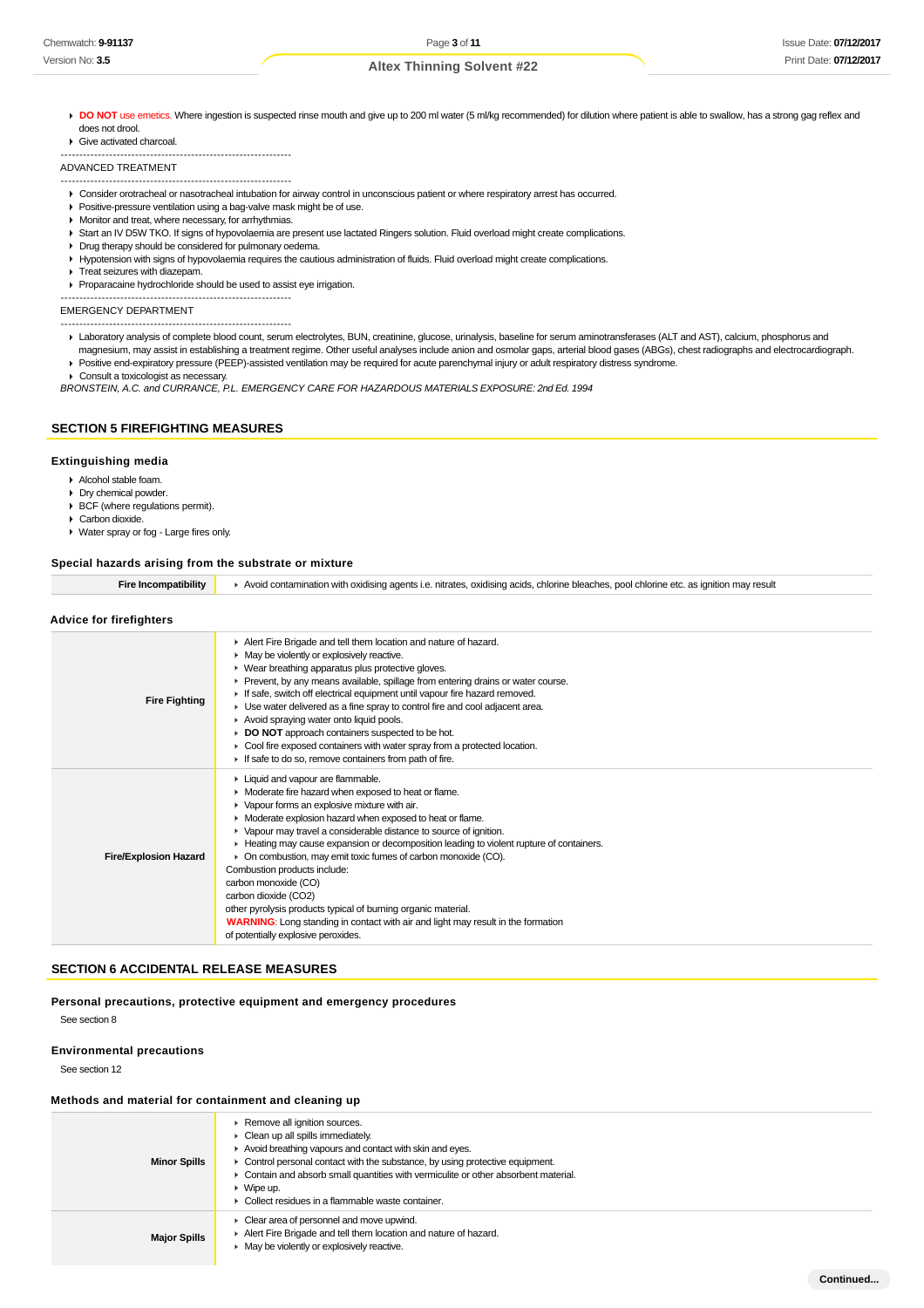- **DO NOT** use emetics. Where ingestion is suspected rinse mouth and give up to 200 ml water (5 ml/kg recommended) for dilution where patient is able to swallow, has a strong gag reflex and does not drool.
- Give activated charcoal.

--------------------------------------------------------------
ADVANCED TREATMENT
--------------------------------------------------------------

- Consider orotracheal or nasotracheal intubation for airway control in unconscious patient or where respiratory arrest has occurred.
- Positive-pressure ventilation using a bag-valve mask might be of use.
- Monitor and treat, where necessary, for arrhythmias.
- Start an IV D5W TKO. If signs of hypovolaemia are present use lactated Ringers solution. Fluid overload might create complications.
- Drug therapy should be considered for pulmonary oedema.
- Hypotension with signs of hypovolaemia requires the cautious administration of fluids. Fluid overload might create complications.
- Treat seizures with diazepam.
- Proparacaine hydrochloride should be used to assist eye irrigation.

--------------------------------------------------------------
EMERGENCY DEPARTMENT
--------------------------------------------------------------

- Laboratory analysis of complete blood count, serum electrolytes, BUN, creatinine, glucose, urinalysis, baseline for serum aminotransferases (ALT and AST), calcium, phosphorus and magnesium, may assist in establishing a treatment regime. Other useful analyses include anion and osmolar gaps, arterial blood gases (ABGs), chest radiographs and electrocardiograph.
- Positive end-expiratory pressure (PEEP)-assisted ventilation may be required for acute parenchymal injury or adult respiratory distress syndrome.
- Consult a toxicologist as necessary.

*BRONSTEIN, A.C. and CURRANCE, P.L. EMERGENCY CARE FOR HAZARDOUS MATERIALS EXPOSURE: 2nd Ed. 1994*

## SECTION 5 FIREFIGHTING MEASURES

### Extinguishing media

- Alcohol stable foam.
- Dry chemical powder.
- BCF (where regulations permit).
- Carbon dioxide.
- Water spray or fog - Large fires only.

### Special hazards arising from the substrate or mixture

| | |
|---|---|
| **Fire Incompatibility** | Avoid contamination with oxidising agents i.e. nitrates, oxidising acids, chlorine bleaches, pool chlorine etc. as ignition may result |

### Advice for firefighters

| | |
|---|---|
| **Fire Fighting** | ▸ Alert Fire Brigade and tell them location and nature of hazard.<br>▸ May be violently or explosively reactive.<br>▸ Wear breathing apparatus plus protective gloves.<br>▸ Prevent, by any means available, spillage from entering drains or water course.<br>▸ If safe, switch off electrical equipment until vapour fire hazard removed.<br>▸ Use water delivered as a fine spray to control fire and cool adjacent area.<br>▸ Avoid spraying water onto liquid pools.<br>▸ **DO NOT** approach containers suspected to be hot.<br>▸ Cool fire exposed containers with water spray from a protected location.<br>▸ If safe to do so, remove containers from path of fire. |
| **Fire/Explosion Hazard** | ▸ Liquid and vapour are flammable.<br>▸ Moderate fire hazard when exposed to heat or flame.<br>▸ Vapour forms an explosive mixture with air.<br>▸ Moderate explosion hazard when exposed to heat or flame.<br>▸ Vapour may travel a considerable distance to source of ignition.<br>▸ Heating may cause expansion or decomposition leading to violent rupture of containers.<br>▸ On combustion, may emit toxic fumes of carbon monoxide (CO).<br>Combustion products include:<br>carbon monoxide (CO)<br>carbon dioxide (CO2)<br>other pyrolysis products typical of burning organic material.<br>**WARNING**: Long standing in contact with air and light may result in the formation of potentially explosive peroxides. |

## SECTION 6 ACCIDENTAL RELEASE MEASURES

### Personal precautions, protective equipment and emergency procedures

See section 8

### Environmental precautions

See section 12

### Methods and material for containment and cleaning up

| | |
|---|---|
| **Minor Spills** | ▸ Remove all ignition sources.<br>▸ Clean up all spills immediately.<br>▸ Avoid breathing vapours and contact with skin and eyes.<br>▸ Control personal contact with the substance, by using protective equipment.<br>▸ Contain and absorb small quantities with vermiculite or other absorbent material.<br>▸ Wipe up.<br>▸ Collect residues in a flammable waste container. |
| **Major Spills** | ▸ Clear area of personnel and move upwind.<br>▸ Alert Fire Brigade and tell them location and nature of hazard.<br>▸ May be violently or explosively reactive. |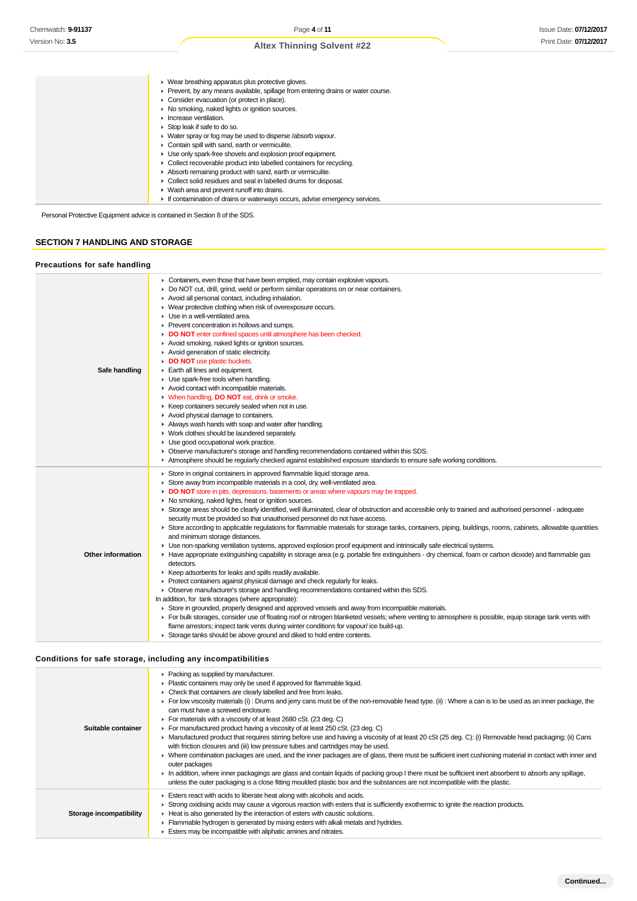|  |  |
|---|---|
|  | ▸ Wear breathing apparatus plus protective gloves.<br>▸ Prevent, by any means available, spillage from entering drains or water course.<br>▸ Consider evacuation (or protect in place).<br>▸ No smoking, naked lights or ignition sources.<br>▸ Increase ventilation.<br>▸ Stop leak if safe to do so.<br>▸ Water spray or fog may be used to disperse /absorb vapour.<br>▸ Contain spill with sand, earth or vermiculite.<br>▸ Use only spark-free shovels and explosion proof equipment.<br>▸ Collect recoverable product into labelled containers for recycling.<br>▸ Absorb remaining product with sand, earth or vermiculite.<br>▸ Collect solid residues and seal in labelled drums for disposal.<br>▸ Wash area and prevent runoff into drains.<br>▸ If contamination of drains or waterways occurs, advise emergency services. |

Personal Protective Equipment advice is contained in Section 8 of the SDS.

## SECTION 7 HANDLING AND STORAGE

### Precautions for safe handling

|  |  |
|---|---|
| **Safe handling** | ▸ Containers, even those that have been emptied, may contain explosive vapours.<br>▸ Do NOT cut, drill, grind, weld or perform similar operations on or near containers.<br>▸ Avoid all personal contact, including inhalation.<br>▸ Wear protective clothing when risk of overexposure occurs.<br>▸ Use in a well-ventilated area.<br>▸ Prevent concentration in hollows and sumps.<br>▸ **DO NOT** enter confined spaces until atmosphere has been checked.<br>▸ Avoid smoking, naked lights or ignition sources.<br>▸ Avoid generation of static electricity.<br>▸ **DO NOT** use plastic buckets.<br>▸ Earth all lines and equipment.<br>▸ Use spark-free tools when handling.<br>▸ Avoid contact with incompatible materials.<br>▸ When handling, **DO NOT** eat, drink or smoke.<br>▸ Keep containers securely sealed when not in use.<br>▸ Avoid physical damage to containers.<br>▸ Always wash hands with soap and water after handling.<br>▸ Work clothes should be laundered separately.<br>▸ Use good occupational work practice.<br>▸ Observe manufacturer's storage and handling recommendations contained within this SDS.<br>▸ Atmosphere should be regularly checked against established exposure standards to ensure safe working conditions. |
| **Other information** | ▸ Store in original containers in approved flammable liquid storage area.<br>▸ Store away from incompatible materials in a cool, dry, well-ventilated area.<br>▸ **DO NOT** store in pits, depressions, basements or areas where vapours may be trapped.<br>▸ No smoking, naked lights, heat or ignition sources.<br>▸ Storage areas should be clearly identified, well illuminated, clear of obstruction and accessible only to trained and authorised personnel - adequate security must be provided so that unauthorised personnel do not have access.<br>▸ Store according to applicable regulations for flammable materials for storage tanks, containers, piping, buildings, rooms, cabinets, allowable quantities and minimum storage distances.<br>▸ Use non-sparking ventilation systems, approved explosion proof equipment and intrinsically safe electrical systems.<br>▸ Have appropriate extinguishing capability in storage area (e.g. portable fire extinguishers - dry chemical, foam or carbon dioxide) and flammable gas detectors.<br>▸ Keep adsorbents for leaks and spills readily available.<br>▸ Protect containers against physical damage and check regularly for leaks.<br>▸ Observe manufacturer's storage and handling recommendations contained within this SDS.<br>In addition, for tank storages (where appropriate):<br>▸ Store in grounded, properly designed and approved vessels and away from incompatible materials.<br>▸ For bulk storages, consider use of floating roof or nitrogen blanketed vessels; where venting to atmosphere is possible, equip storage tank vents with flame arrestors; inspect tank vents during winter conditions for vapour/ ice build-up.<br>▸ Storage tanks should be above ground and diked to hold entire contents. |

### Conditions for safe storage, including any incompatibilities

|  |  |
|---|---|
| **Suitable container** | ▸ Packing as supplied by manufacturer.<br>▸ Plastic containers may only be used if approved for flammable liquid.<br>▸ Check that containers are clearly labelled and free from leaks.<br>▸ For low viscosity materials (i) : Drums and jerry cans must be of the non-removable head type. (ii) : Where a can is to be used as an inner package, the can must have a screwed enclosure.<br>▸ For materials with a viscosity of at least 2680 cSt. (23 deg. C)<br>▸ For manufactured product having a viscosity of at least 250 cSt. (23 deg. C)<br>▸ Manufactured product that requires stirring before use and having a viscosity of at least 20 cSt (25 deg. C): (i) Removable head packaging; (ii) Cans with friction closures and (iii) low pressure tubes and cartridges may be used.<br>▸ Where combination packages are used, and the inner packages are of glass, there must be sufficient inert cushioning material in contact with inner and outer packages<br>▸ In addition, where inner packagings are glass and contain liquids of packing group I there must be sufficient inert absorbent to absorb any spillage, unless the outer packaging is a close fitting moulded plastic box and the substances are not incompatible with the plastic. |
| **Storage incompatibility** | ▸ Esters react with acids to liberate heat along with alcohols and acids.<br>▸ Strong oxidising acids may cause a vigorous reaction with esters that is sufficiently exothermic to ignite the reaction products.<br>▸ Heat is also generated by the interaction of esters with caustic solutions.<br>▸ Flammable hydrogen is generated by mixing esters with alkali metals and hydrides.<br>▸ Esters may be incompatible with aliphatic amines and nitrates. |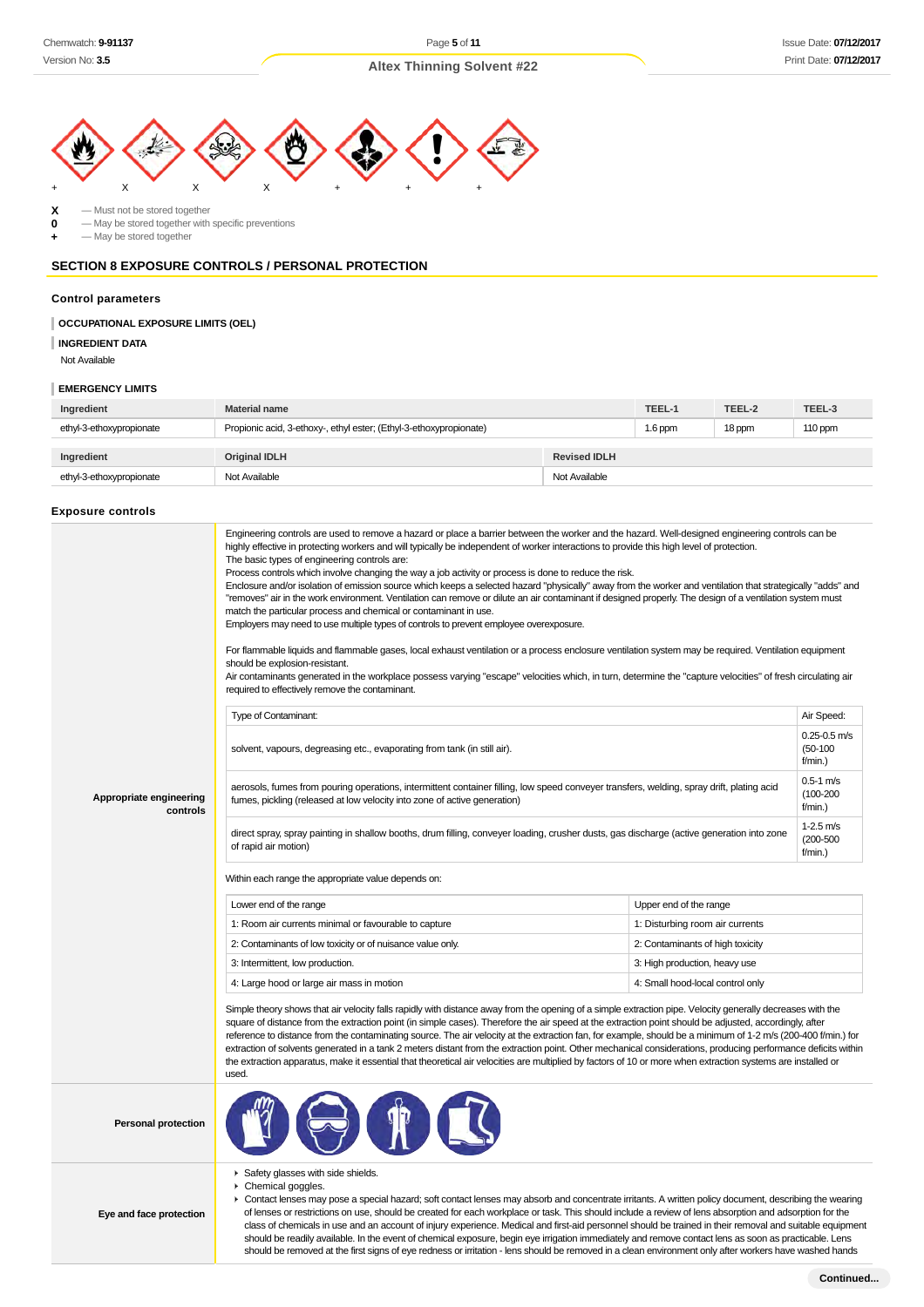\+ X X X + + +

**X** — Must not be stored together
**0** — May be stored together with specific preventions
**+** — May be stored together

## SECTION 8 EXPOSURE CONTROLS / PERSONAL PROTECTION

### Control parameters

#### OCCUPATIONAL EXPOSURE LIMITS (OEL)

#### INGREDIENT DATA

Not Available

#### EMERGENCY LIMITS

| Ingredient | Material name | TEEL-1 | TEEL-2 | TEEL-3 |
|---|---|---|---|---|
| ethyl-3-ethoxypropionate | Propionic acid, 3-ethoxy-, ethyl ester; (Ethyl-3-ethoxypropionate) | 1.6 ppm | 18 ppm | 110 ppm |

| Ingredient | Original IDLH | Revised IDLH |
|---|---|---|
| ethyl-3-ethoxypropionate | Not Available | Not Available |

### Exposure controls

**Appropriate engineering controls**

Engineering controls are used to remove a hazard or place a barrier between the worker and the hazard. Well-designed engineering controls can be highly effective in protecting workers and will typically be independent of worker interactions to provide this high level of protection.
The basic types of engineering controls are:
Process controls which involve changing the way a job activity or process is done to reduce the risk.
Enclosure and/or isolation of emission source which keeps a selected hazard "physically" away from the worker and ventilation that strategically "adds" and "removes" air in the work environment. Ventilation can remove or dilute an air contaminant if designed properly. The design of a ventilation system must match the particular process and chemical or contaminant in use.
Employers may need to use multiple types of controls to prevent employee overexposure.

For flammable liquids and flammable gases, local exhaust ventilation or a process enclosure ventilation system may be required. Ventilation equipment should be explosion-resistant.
Air contaminants generated in the workplace possess varying "escape" velocities which, in turn, determine the "capture velocities" of fresh circulating air required to effectively remove the contaminant.

| Type of Contaminant: | Air Speed: |
|---|---|
| solvent, vapours, degreasing etc., evaporating from tank (in still air). | 0.25-0.5 m/s (50-100 f/min.) |
| aerosols, fumes from pouring operations, intermittent container filling, low speed conveyer transfers, welding, spray drift, plating acid fumes, pickling (released at low velocity into zone of active generation) | 0.5-1 m/s (100-200 f/min.) |
| direct spray, spray painting in shallow booths, drum filling, conveyer loading, crusher dusts, gas discharge (active generation into zone of rapid air motion) | 1-2.5 m/s (200-500 f/min.) |

Within each range the appropriate value depends on:

| Lower end of the range | Upper end of the range |
|---|---|
| 1: Room air currents minimal or favourable to capture | 1: Disturbing room air currents |
| 2: Contaminants of low toxicity or of nuisance value only. | 2: Contaminants of high toxicity |
| 3: Intermittent, low production. | 3: High production, heavy use |
| 4: Large hood or large air mass in motion | 4: Small hood-local control only |

Simple theory shows that air velocity falls rapidly with distance away from the opening of a simple extraction pipe. Velocity generally decreases with the square of distance from the extraction point (in simple cases). Therefore the air speed at the extraction point should be adjusted, accordingly, after reference to distance from the contaminating source. The air velocity at the extraction fan, for example, should be a minimum of 1-2 m/s (200-400 f/min.) for extraction of solvents generated in a tank 2 meters distant from the extraction point. Other mechanical considerations, producing performance deficits within the extraction apparatus, make it essential that theoretical air velocities are multiplied by factors of 10 or more when extraction systems are installed or used.

**Personal protection**

**Eye and face protection**

- Safety glasses with side shields.
- Chemical goggles.
- Contact lenses may pose a special hazard; soft contact lenses may absorb and concentrate irritants. A written policy document, describing the wearing of lenses or restrictions on use, should be created for each workplace or task. This should include a review of lens absorption and adsorption for the class of chemicals in use and an account of injury experience. Medical and first-aid personnel should be trained in their removal and suitable equipment should be readily available. In the event of chemical exposure, begin eye irrigation immediately and remove contact lens as soon as practicable. Lens should be removed at the first signs of eye redness or irritation - lens should be removed in a clean environment only after workers have washed hands

**Continued...**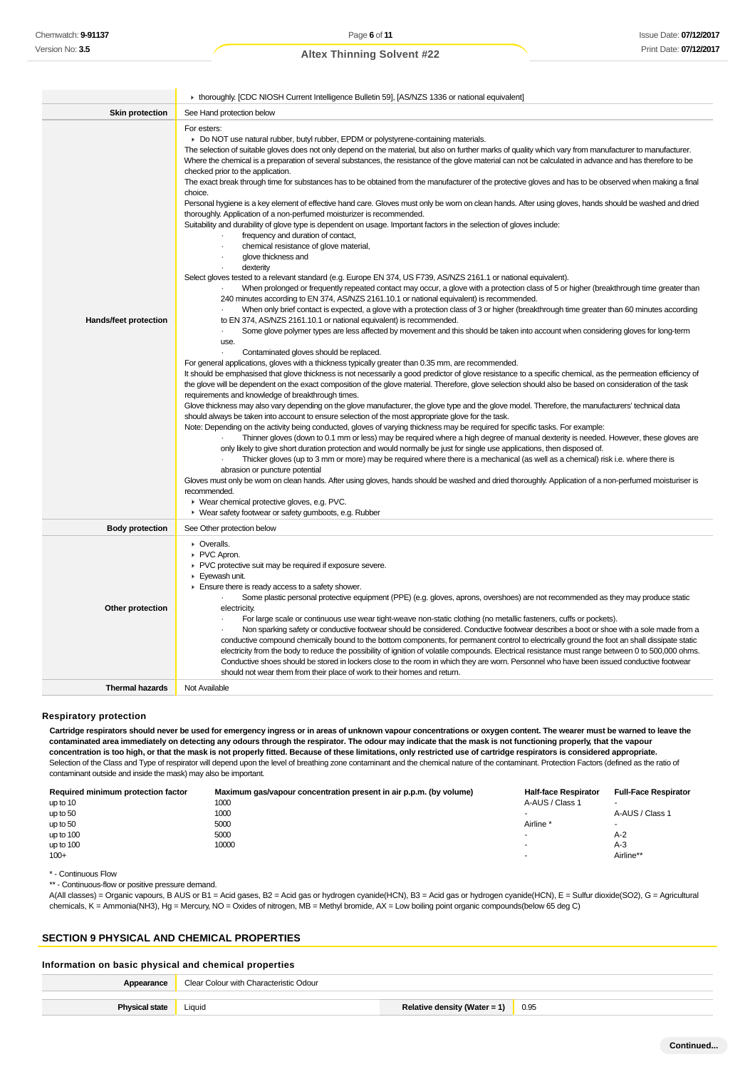| | |
|---|---|
| | ▸ thoroughly. [CDC NIOSH Current Intelligence Bulletin 59], [AS/NZS 1336 or national equivalent] |
| **Skin protection** | See Hand protection below |
| **Hands/feet protection** | For esters:<br>▸ Do NOT use natural rubber, butyl rubber, EPDM or polystyrene-containing materials.<br>The selection of suitable gloves does not only depend on the material, but also on further marks of quality which vary from manufacturer to manufacturer. Where the chemical is a preparation of several substances, the resistance of the glove material can not be calculated in advance and has therefore to be checked prior to the application.<br>The exact break through time for substances has to be obtained from the manufacturer of the protective gloves and has to be observed when making a final choice.<br>Personal hygiene is a key element of effective hand care. Gloves must only be worn on clean hands. After using gloves, hands should be washed and dried thoroughly. Application of a non-perfumed moisturizer is recommended.<br>Suitability and durability of glove type is dependent on usage. Important factors in the selection of gloves include:<br>· frequency and duration of contact,<br>· chemical resistance of glove material,<br>· glove thickness and<br>· dexterity<br>Select gloves tested to a relevant standard (e.g. Europe EN 374, US F739, AS/NZS 2161.1 or national equivalent).<br>· When prolonged or frequently repeated contact may occur, a glove with a protection class of 5 or higher (breakthrough time greater than 240 minutes according to EN 374, AS/NZS 2161.10.1 or national equivalent) is recommended.<br>· When only brief contact is expected, a glove with a protection class of 3 or higher (breakthrough time greater than 60 minutes according to EN 374, AS/NZS 2161.10.1 or national equivalent) is recommended.<br>· Some glove polymer types are less affected by movement and this should be taken into account when considering gloves for long-term use.<br>· Contaminated gloves should be replaced.<br>For general applications, gloves with a thickness typically greater than 0.35 mm, are recommended.<br>It should be emphasised that glove thickness is not necessarily a good predictor of glove resistance to a specific chemical, as the permeation efficiency of the glove will be dependent on the exact composition of the glove material. Therefore, glove selection should also be based on consideration of the task requirements and knowledge of breakthrough times.<br>Glove thickness may also vary depending on the glove manufacturer, the glove type and the glove model. Therefore, the manufacturers' technical data should always be taken into account to ensure selection of the most appropriate glove for the task.<br>Note: Depending on the activity being conducted, gloves of varying thickness may be required for specific tasks. For example:<br>· Thinner gloves (down to 0.1 mm or less) may be required where a high degree of manual dexterity is needed. However, these gloves are only likely to give short duration protection and would normally be just for single use applications, then disposed of.<br>· Thicker gloves (up to 3 mm or more) may be required where there is a mechanical (as well as a chemical) risk i.e. where there is abrasion or puncture potential<br>Gloves must only be worn on clean hands. After using gloves, hands should be washed and dried thoroughly. Application of a non-perfumed moisturiser is recommended.<br>▸ Wear chemical protective gloves, e.g. PVC.<br>▸ Wear safety footwear or safety gumboots, e.g. Rubber |
| **Body protection** | See Other protection below |
| **Other protection** | ▸ Overalls.<br>▸ PVC Apron.<br>▸ PVC protective suit may be required if exposure severe.<br>▸ Eyewash unit.<br>▸ Ensure there is ready access to a safety shower.<br>· Some plastic personal protective equipment (PPE) (e.g. gloves, aprons, overshoes) are not recommended as they may produce static electricity.<br>· For large scale or continuous use wear tight-weave non-static clothing (no metallic fasteners, cuffs or pockets).<br>· Non sparking safety or conductive footwear should be considered. Conductive footwear describes a boot or shoe with a sole made from a conductive compound chemically bound to the bottom components, for permanent control to electrically ground the foot an shall dissipate static electricity from the body to reduce the possibility of ignition of volatile compounds. Electrical resistance must range between 0 to 500,000 ohms. Conductive shoes should be stored in lockers close to the room in which they are worn. Personnel who have been issued conductive footwear should not wear them from their place of work to their homes and return. |
| **Thermal hazards** | Not Available |

### Respiratory protection

**Cartridge respirators should never be used for emergency ingress or in areas of unknown vapour concentrations or oxygen content. The wearer must be warned to leave the contaminated area immediately on detecting any odours through the respirator. The odour may indicate that the mask is not functioning properly, that the vapour concentration is too high, or that the mask is not properly fitted. Because of these limitations, only restricted use of cartridge respirators is considered appropriate.**

Selection of the Class and Type of respirator will depend upon the level of breathing zone contaminant and the chemical nature of the contaminant. Protection Factors (defined as the ratio of contaminant outside and inside the mask) may also be important.

| Required minimum protection factor | Maximum gas/vapour concentration present in air p.p.m. (by volume) | Half-face Respirator | Full-Face Respirator |
|---|---|---|---|
| up to 10 | 1000 | A-AUS / Class 1 | - |
| up to 50 | 1000 | - | A-AUS / Class 1 |
| up to 50 | 5000 | Airline * | - |
| up to 100 | 5000 | - | A-2 |
| up to 100 | 10000 | - | A-3 |
| 100+ | | - | Airline** |

\* - Continuous Flow

\*\* - Continuous-flow or positive pressure demand.

A(All classes) = Organic vapours, B AUS or B1 = Acid gases, B2 = Acid gas or hydrogen cyanide(HCN), B3 = Acid gas or hydrogen cyanide(HCN), E = Sulfur dioxide($SO_2$), G = Agricultural chemicals, K = Ammonia($NH_3$), Hg = Mercury, NO = Oxides of nitrogen, MB = Methyl bromide, AX = Low boiling point organic compounds(below 65 deg C)

## SECTION 9 PHYSICAL AND CHEMICAL PROPERTIES

### Information on basic physical and chemical properties

| | | | |
|---|---|---|---|
| **Appearance** | Clear Colour with Characteristic Odour | | |
| **Physical state** | Liquid | **Relative density (Water = 1)** | 0.95 |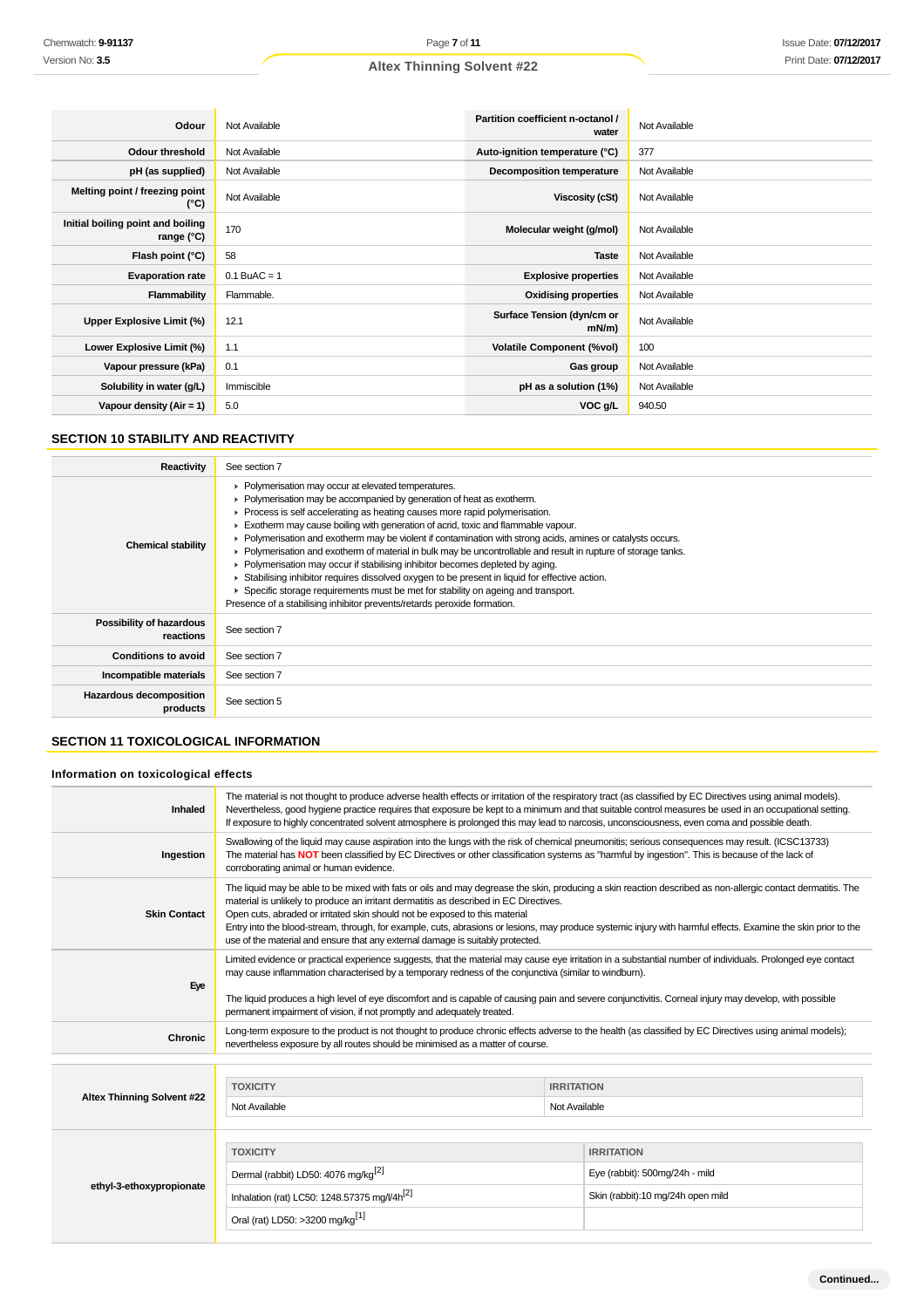| | | | |
|---|---|---|---|
| **Odour** | Not Available | **Partition coefficient n-octanol / water** | Not Available |
| **Odour threshold** | Not Available | **Auto-ignition temperature (°C)** | 377 |
| **pH (as supplied)** | Not Available | **Decomposition temperature** | Not Available |
| **Melting point / freezing point (°C)** | Not Available | **Viscosity (cSt)** | Not Available |
| **Initial boiling point and boiling range (°C)** | 170 | **Molecular weight (g/mol)** | Not Available |
| **Flash point (°C)** | 58 | **Taste** | Not Available |
| **Evaporation rate** | 0.1 BuAC = 1 | **Explosive properties** | Not Available |
| **Flammability** | Flammable. | **Oxidising properties** | Not Available |
| **Upper Explosive Limit (%)** | 12.1 | **Surface Tension (dyn/cm or mN/m)** | Not Available |
| **Lower Explosive Limit (%)** | 1.1 | **Volatile Component (%vol)** | 100 |
| **Vapour pressure (kPa)** | 0.1 | **Gas group** | Not Available |
| **Solubility in water (g/L)** | Immiscible | **pH as a solution (1%)** | Not Available |
| **Vapour density (Air = 1)** | 5.0 | **VOC g/L** | 940.50 |

## SECTION 10 STABILITY AND REACTIVITY

| | |
|---|---|
| **Reactivity** | See section 7 |
| **Chemical stability** | ▸ Polymerisation may occur at elevated temperatures.<br>▸ Polymerisation may be accompanied by generation of heat as exotherm.<br>▸ Process is self accelerating as heating causes more rapid polymerisation.<br>▸ Exotherm may cause boiling with generation of acrid, toxic and flammable vapour.<br>▸ Polymerisation and exotherm may be violent if contamination with strong acids, amines or catalysts occurs.<br>▸ Polymerisation and exotherm of material in bulk may be uncontrollable and result in rupture of storage tanks.<br>▸ Polymerisation may occur if stabilising inhibitor becomes depleted by aging.<br>▸ Stabilising inhibitor requires dissolved oxygen to be present in liquid for effective action.<br>▸ Specific storage requirements must be met for stability on ageing and transport.<br>Presence of a stabilising inhibitor prevents/retards peroxide formation. |
| **Possibility of hazardous reactions** | See section 7 |
| **Conditions to avoid** | See section 7 |
| **Incompatible materials** | See section 7 |
| **Hazardous decomposition products** | See section 5 |

## SECTION 11 TOXICOLOGICAL INFORMATION

### Information on toxicological effects

| | |
|---|---|
| **Inhaled** | The material is not thought to produce adverse health effects or irritation of the respiratory tract (as classified by EC Directives using animal models). Nevertheless, good hygiene practice requires that exposure be kept to a minimum and that suitable control measures be used in an occupational setting.<br>If exposure to highly concentrated solvent atmosphere is prolonged this may lead to narcosis, unconsciousness, even coma and possible death. |
| **Ingestion** | Swallowing of the liquid may cause aspiration into the lungs with the risk of chemical pneumonitis; serious consequences may result. (ICSC13733)<br>The material has **NOT** been classified by EC Directives or other classification systems as "harmful by ingestion". This is because of the lack of corroborating animal or human evidence. |
| **Skin Contact** | The liquid may be able to be mixed with fats or oils and may degrease the skin, producing a skin reaction described as non-allergic contact dermatitis. The material is unlikely to produce an irritant dermatitis as described in EC Directives.<br>Open cuts, abraded or irritated skin should not be exposed to this material<br>Entry into the blood-stream, through, for example, cuts, abrasions or lesions, may produce systemic injury with harmful effects. Examine the skin prior to the use of the material and ensure that any external damage is suitably protected. |
| **Eye** | Limited evidence or practical experience suggests, that the material may cause eye irritation in a substantial number of individuals. Prolonged eye contact may cause inflammation characterised by a temporary redness of the conjunctiva (similar to windburn).<br><br>The liquid produces a high level of eye discomfort and is capable of causing pain and severe conjunctivitis. Corneal injury may develop, with possible permanent impairment of vision, if not promptly and adequately treated. |
| **Chronic** | Long-term exposure to the product is not thought to produce chronic effects adverse to the health (as classified by EC Directives using animal models); nevertheless exposure by all routes should be minimised as a matter of course. |

| | TOXICITY | IRRITATION |
|---|---|---|
| **Altex Thinning Solvent #22** | Not Available | Not Available |
| **ethyl-3-ethoxypropionate** | Dermal (rabbit) LD50: 4076 mg/kg[2] | Eye (rabbit): 500mg/24h - mild |
| | Inhalation (rat) LC50: 1248.57375 mg/l/4h[2] | Skin (rabbit):10 mg/24h open mild |
| | Oral (rat) LD50: >3200 mg/kg[1] | |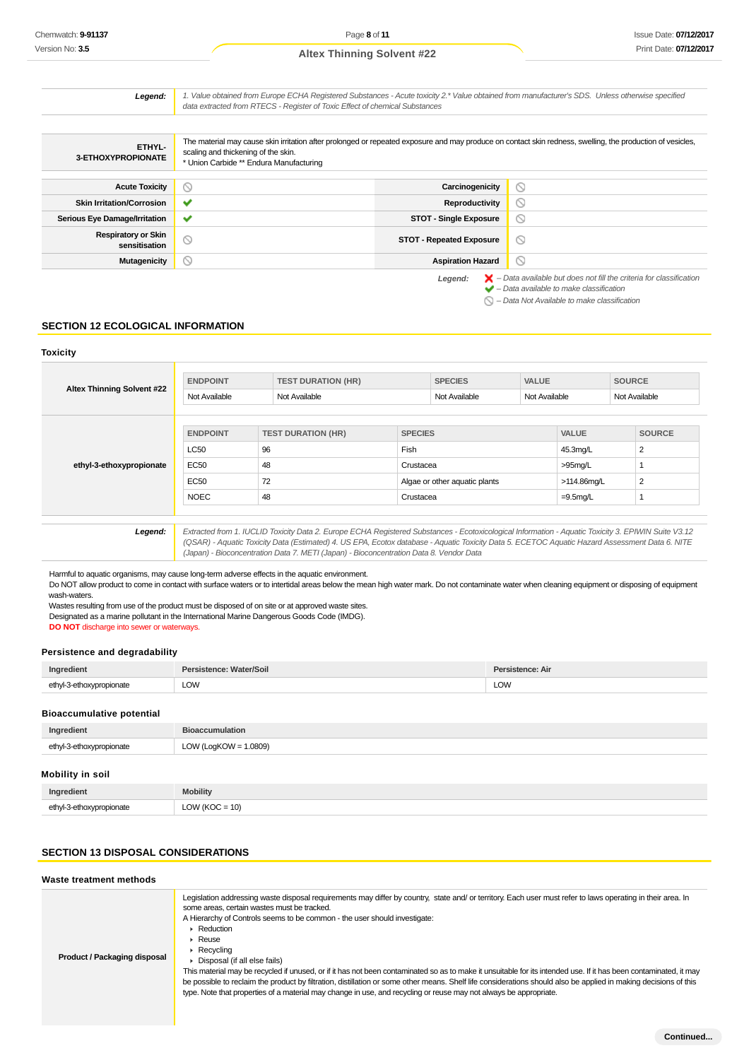| | |
|---|---|
| ***Legend:*** | *1. Value obtained from Europe ECHA Registered Substances - Acute toxicity 2.* Value obtained from manufacturer's SDS. Unless otherwise specified data extracted from RTECS - Register of Toxic Effect of chemical Substances* |

| | |
|---|---|
| **ETHYL-3-ETHOXYPROPIONATE** | The material may cause skin irritation after prolonged or repeated exposure and may produce on contact skin redness, swelling, the production of vesicles, scaling and thickening of the skin. * Union Carbide ** Endura Manufacturing |

| | | | |
|---|---|---|---|
| **Acute Toxicity** | ⃠ | **Carcinogenicity** | ⃠ |
| **Skin Irritation/Corrosion** | ✔ | **Reproductivity** | ⃠ |
| **Serious Eye Damage/Irritation** | ✔ | **STOT - Single Exposure** | ⃠ |
| **Respiratory or Skin sensitisation** | ⃠ | **STOT - Repeated Exposure** | ⃠ |
| **Mutagenicity** | ⃠ | **Aspiration Hazard** | ⃠ |

***Legend:*** ✘ *– Data available but does not fill the criteria for classification*
✔ *– Data available to make classification*
⃠ *– Data Not Available to make classification*

## SECTION 12 ECOLOGICAL INFORMATION

### Toxicity

**Altex Thinning Solvent #22**

| ENDPOINT | TEST DURATION (HR) | SPECIES | VALUE | SOURCE |
|---|---|---|---|---|
| Not Available | Not Available | Not Available | Not Available | Not Available |

**ethyl-3-ethoxypropionate**

| ENDPOINT | TEST DURATION (HR) | SPECIES | VALUE | SOURCE |
|---|---|---|---|---|
| LC50 | 96 | Fish | 45.3mg/L | 2 |
| EC50 | 48 | Crustacea | >95mg/L | 1 |
| EC50 | 72 | Algae or other aquatic plants | >114.86mg/L | 2 |
| NOEC | 48 | Crustacea | =9.5mg/L | 1 |

***Legend:*** *Extracted from 1. IUCLID Toxicity Data 2. Europe ECHA Registered Substances - Ecotoxicological Information - Aquatic Toxicity 3. EPIWIN Suite V3.12 (QSAR) - Aquatic Toxicity Data (Estimated) 4. US EPA, Ecotox database - Aquatic Toxicity Data 5. ECETOC Aquatic Hazard Assessment Data 6. NITE (Japan) - Bioconcentration Data 7. METI (Japan) - Bioconcentration Data 8. Vendor Data*

Harmful to aquatic organisms, may cause long-term adverse effects in the aquatic environment.
Do NOT allow product to come in contact with surface waters or to intertidal areas below the mean high water mark. Do not contaminate water when cleaning equipment or disposing of equipment wash-waters.
Wastes resulting from use of the product must be disposed of on site or at approved waste sites.
Designated as a marine pollutant in the International Marine Dangerous Goods Code (IMDG).
**DO NOT** discharge into sewer or waterways.

### Persistence and degradability

| Ingredient | Persistence: Water/Soil | Persistence: Air |
|---|---|---|
| ethyl-3-ethoxypropionate | LOW | LOW |

### Bioaccumulative potential

| Ingredient | Bioaccumulation |
|---|---|
| ethyl-3-ethoxypropionate | LOW (LogKOW = 1.0809) |

### Mobility in soil

| Ingredient | Mobility |
|---|---|
| ethyl-3-ethoxypropionate | LOW (KOC = 10) |

## SECTION 13 DISPOSAL CONSIDERATIONS

### Waste treatment methods

**Product / Packaging disposal**

Legislation addressing waste disposal requirements may differ by country, state and/ or territory. Each user must refer to laws operating in their area. In some areas, certain wastes must be tracked.
A Hierarchy of Controls seems to be common - the user should investigate:

- Reduction
- Reuse
- Recycling
- Disposal (if all else fails)

This material may be recycled if unused, or if it has not been contaminated so as to make it unsuitable for its intended use. If it has been contaminated, it may be possible to reclaim the product by filtration, distillation or some other means. Shelf life considerations should also be applied in making decisions of this type. Note that properties of a material may change in use, and recycling or reuse may not always be appropriate.

**Continued...**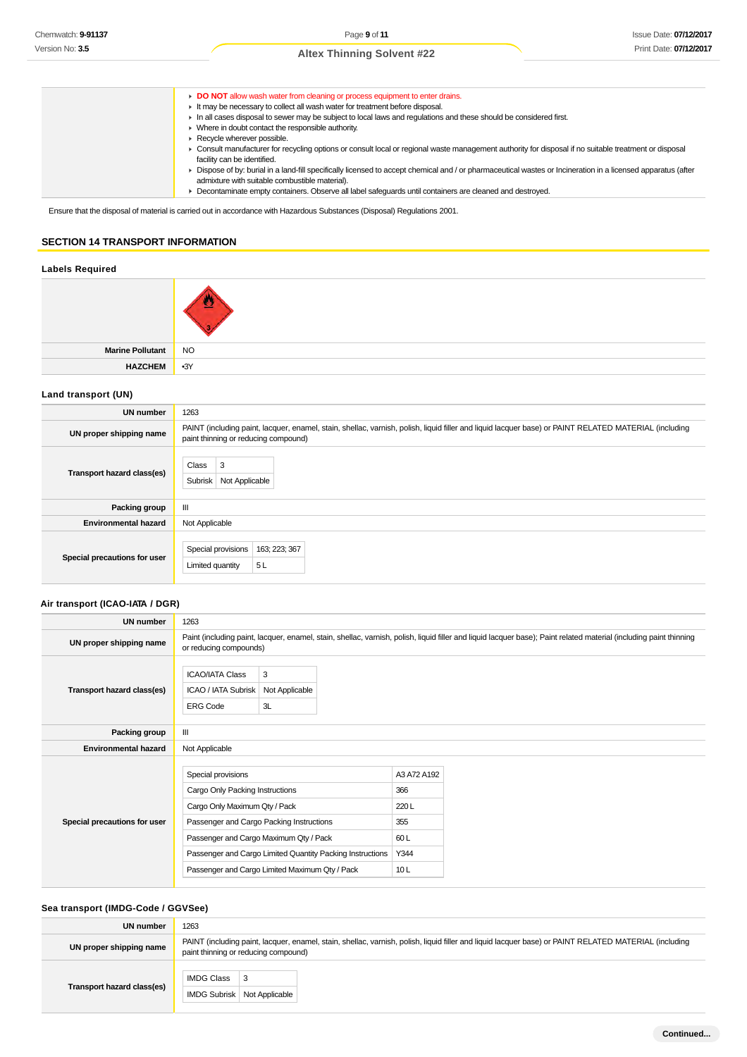|  |  |
|---|---|
|  | - **DO NOT** allow wash water from cleaning or process equipment to enter drains.<br>- It may be necessary to collect all wash water for treatment before disposal.<br>- In all cases disposal to sewer may be subject to local laws and regulations and these should be considered first.<br>- Where in doubt contact the responsible authority.<br>- Recycle wherever possible.<br>- Consult manufacturer for recycling options or consult local or regional waste management authority for disposal if no suitable treatment or disposal facility can be identified.<br>- Dispose of by: burial in a land-fill specifically licensed to accept chemical and / or pharmaceutical wastes or Incineration in a licensed apparatus (after admixture with suitable combustible material).<br>- Decontaminate empty containers. Observe all label safeguards until containers are cleaned and destroyed. |

Ensure that the disposal of material is carried out in accordance with Hazardous Substances (Disposal) Regulations 2001.

## SECTION 14 TRANSPORT INFORMATION

### Labels Required

|  |  |
|---|---|
|  |  |
| **Marine Pollutant** | NO |
| **HAZCHEM** | •3Y |

### Land transport (UN)

|  |  |
|---|---|
| **UN number** | 1263 |
| **UN proper shipping name** | PAINT (including paint, lacquer, enamel, stain, shellac, varnish, polish, liquid filler and liquid lacquer base) or PAINT RELATED MATERIAL (including paint thinning or reducing compound) |
| **Transport hazard class(es)** | Class: 3<br>Subrisk: Not Applicable |
| **Packing group** | III |
| **Environmental hazard** | Not Applicable |
| **Special precautions for user** | Special provisions: 163; 223; 367<br>Limited quantity: 5 L |

### Air transport (ICAO-IATA / DGR)

|  |  |
|---|---|
| **UN number** | 1263 |
| **UN proper shipping name** | Paint (including paint, lacquer, enamel, stain, shellac, varnish, polish, liquid filler and liquid lacquer base); Paint related material (including paint thinning or reducing compounds) |
| **Transport hazard class(es)** | ICAO/IATA Class: 3<br>ICAO / IATA Subrisk: Not Applicable<br>ERG Code: 3L |
| **Packing group** | III |
| **Environmental hazard** | Not Applicable |
| **Special precautions for user** | Special provisions: A3 A72 A192<br>Cargo Only Packing Instructions: 366<br>Cargo Only Maximum Qty / Pack: 220 L<br>Passenger and Cargo Packing Instructions: 355<br>Passenger and Cargo Maximum Qty / Pack: 60 L<br>Passenger and Cargo Limited Quantity Packing Instructions: Y344<br>Passenger and Cargo Limited Maximum Qty / Pack: 10 L |

### Sea transport (IMDG-Code / GGVSee)

|  |  |
|---|---|
| **UN number** | 1263 |
| **UN proper shipping name** | PAINT (including paint, lacquer, enamel, stain, shellac, varnish, polish, liquid filler and liquid lacquer base) or PAINT RELATED MATERIAL (including paint thinning or reducing compound) |
| **Transport hazard class(es)** | IMDG Class: 3<br>IMDG Subrisk: Not Applicable |

Continued...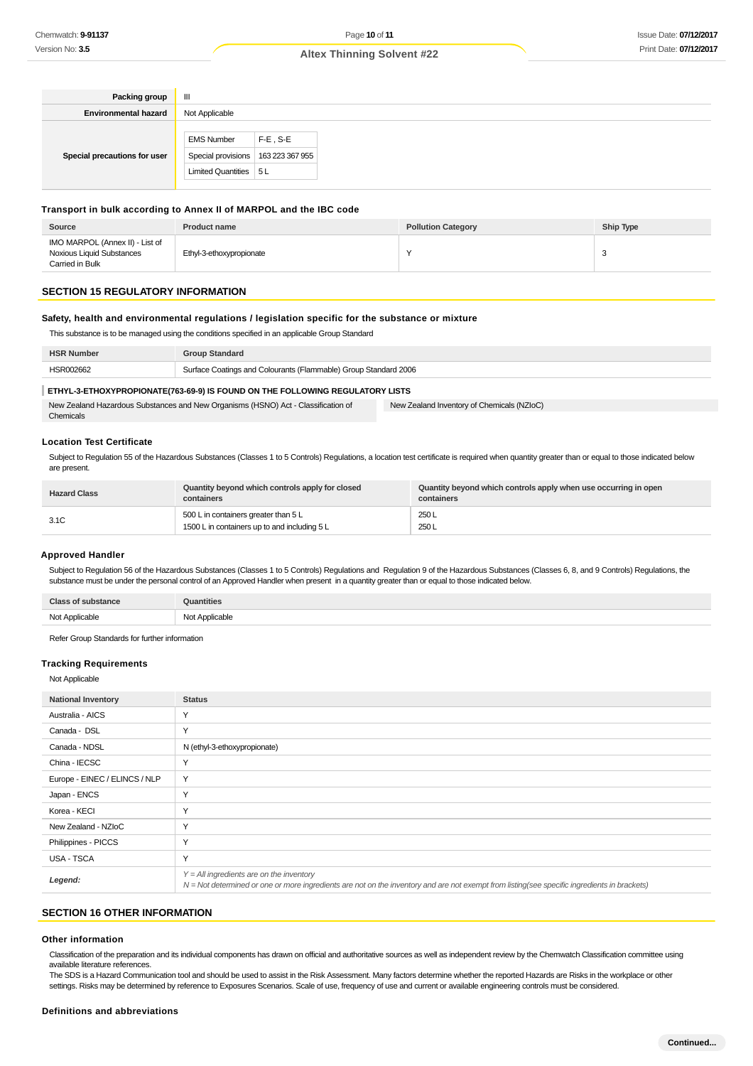| | |
|---|---|
| **Packing group** | III |
| **Environmental hazard** | Not Applicable |
| **Special precautions for user** | EMS Number: F-E , S-E<br>Special provisions: 163 223 367 955<br>Limited Quantities: 5 L |

### Transport in bulk according to Annex II of MARPOL and the IBC code

| Source | Product name | Pollution Category | Ship Type |
|---|---|---|---|
| IMO MARPOL (Annex II) - List of Noxious Liquid Substances Carried in Bulk | Ethyl-3-ethoxypropionate | Y | 3 |

## SECTION 15 REGULATORY INFORMATION

### Safety, health and environmental regulations / legislation specific for the substance or mixture

This substance is to be managed using the conditions specified in an applicable Group Standard

| HSR Number | Group Standard |
|---|---|
| HSR002662 | Surface Coatings and Colourants (Flammable) Group Standard 2006 |

**ETHYL-3-ETHOXYPROPIONATE(763-69-9) IS FOUND ON THE FOLLOWING REGULATORY LISTS**

| | |
|---|---|
| New Zealand Hazardous Substances and New Organisms (HSNO) Act - Classification of Chemicals | New Zealand Inventory of Chemicals (NZIoC) |

### Location Test Certificate

Subject to Regulation 55 of the Hazardous Substances (Classes 1 to 5 Controls) Regulations, a location test certificate is required when quantity greater than or equal to those indicated below are present.

| Hazard Class | Quantity beyond which controls apply for closed containers | Quantity beyond which controls apply when use occurring in open containers |
|---|---|---|
| 3.1C | 500 L in containers greater than 5 L<br>1500 L in containers up to and including 5 L | 250 L<br>250 L |

### Approved Handler

Subject to Regulation 56 of the Hazardous Substances (Classes 1 to 5 Controls) Regulations and Regulation 9 of the Hazardous Substances (Classes 6, 8, and 9 Controls) Regulations, the substance must be under the personal control of an Approved Handler when present in a quantity greater than or equal to those indicated below.

| Class of substance | Quantities |
|---|---|
| Not Applicable | Not Applicable |

Refer Group Standards for further information

### Tracking Requirements

Not Applicable

| National Inventory | Status |
|---|---|
| Australia - AICS | Y |
| Canada - DSL | Y |
| Canada - NDSL | N (ethyl-3-ethoxypropionate) |
| China - IECSC | Y |
| Europe - EINEC / ELINCS / NLP | Y |
| Japan - ENCS | Y |
| Korea - KECI | Y |
| New Zealand - NZIoC | Y |
| Philippines - PICCS | Y |
| USA - TSCA | Y |
| ***Legend:*** | *Y = All ingredients are on the inventory*<br>*N = Not determined or one or more ingredients are not on the inventory and are not exempt from listing(see specific ingredients in brackets)* |

## SECTION 16 OTHER INFORMATION

### Other information

Classification of the preparation and its individual components has drawn on official and authoritative sources as well as independent review by the Chemwatch Classification committee using available literature references.

The SDS is a Hazard Communication tool and should be used to assist in the Risk Assessment. Many factors determine whether the reported Hazards are Risks in the workplace or other settings. Risks may be determined by reference to Exposures Scenarios. Scale of use, frequency of use and current or available engineering controls must be considered.

### Definitions and abbreviations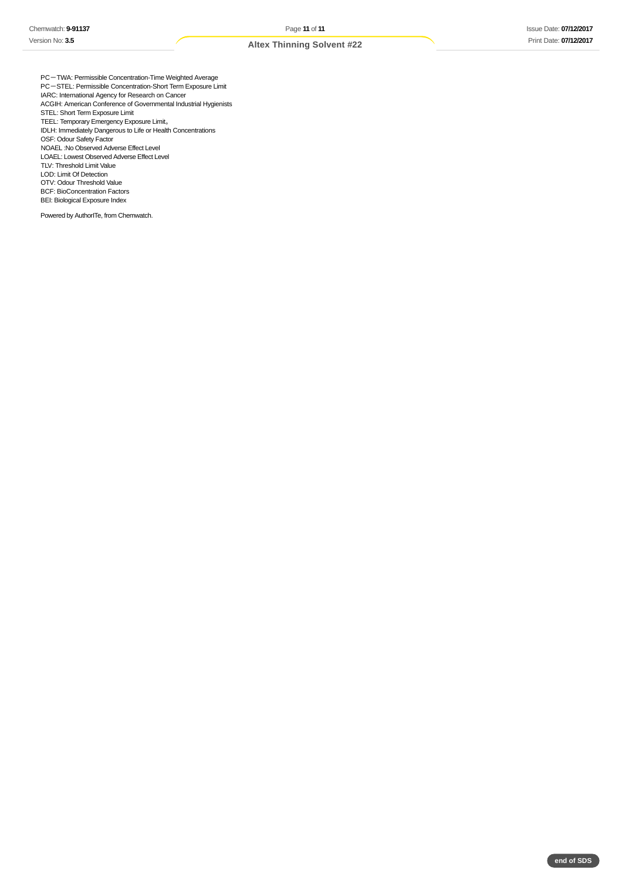PC－TWA: Permissible Concentration-Time Weighted Average
PC－STEL: Permissible Concentration-Short Term Exposure Limit
IARC: International Agency for Research on Cancer
ACGIH: American Conference of Governmental Industrial Hygienists
STEL: Short Term Exposure Limit
TEEL: Temporary Emergency Exposure Limit。
IDLH: Immediately Dangerous to Life or Health Concentrations
OSF: Odour Safety Factor
NOAEL :No Observed Adverse Effect Level
LOAEL: Lowest Observed Adverse Effect Level
TLV: Threshold Limit Value
LOD: Limit Of Detection
OTV: Odour Threshold Value
BCF: BioConcentration Factors
BEI: Biological Exposure Index

Powered by AuthorITe, from Chemwatch.

end of SDS